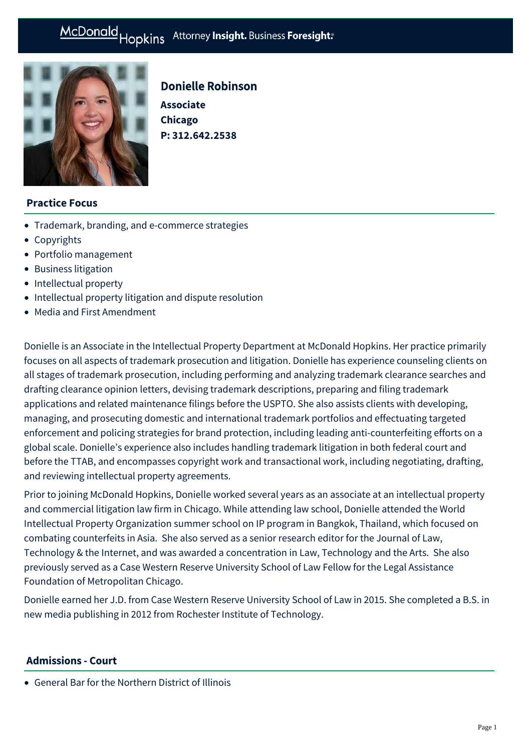McDonald Hopkins Attorney **Insight.** Business **Foresight.**

# Donielle Robinson

**Associate**
**Chicago**
**P: 312.642.2538**

## Practice Focus

- Trademark, branding, and e-commerce strategies
- Copyrights
- Portfolio management
- Business litigation
- Intellectual property
- Intellectual property litigation and dispute resolution
- Media and First Amendment

Donielle is an Associate in the Intellectual Property Department at McDonald Hopkins. Her practice primarily focuses on all aspects of trademark prosecution and litigation. Donielle has experience counseling clients on all stages of trademark prosecution, including performing and analyzing trademark clearance searches and drafting clearance opinion letters, devising trademark descriptions, preparing and filing trademark applications and related maintenance filings before the USPTO. She also assists clients with developing, managing, and prosecuting domestic and international trademark portfolios and effectuating targeted enforcement and policing strategies for brand protection, including leading anti-counterfeiting efforts on a global scale. Donielle's experience also includes handling trademark litigation in both federal court and before the TTAB, and encompasses copyright work and transactional work, including negotiating, drafting, and reviewing intellectual property agreements.

Prior to joining McDonald Hopkins, Donielle worked several years as an associate at an intellectual property and commercial litigation law firm in Chicago. While attending law school, Donielle attended the World Intellectual Property Organization summer school on IP program in Bangkok, Thailand, which focused on combating counterfeits in Asia. She also served as a senior research editor for the Journal of Law, Technology & the Internet, and was awarded a concentration in Law, Technology and the Arts. She also previously served as a Case Western Reserve University School of Law Fellow for the Legal Assistance Foundation of Metropolitan Chicago.

Donielle earned her J.D. from Case Western Reserve University School of Law in 2015. She completed a B.S. in new media publishing in 2012 from Rochester Institute of Technology.

## Admissions - Court

- General Bar for the Northern District of Illinois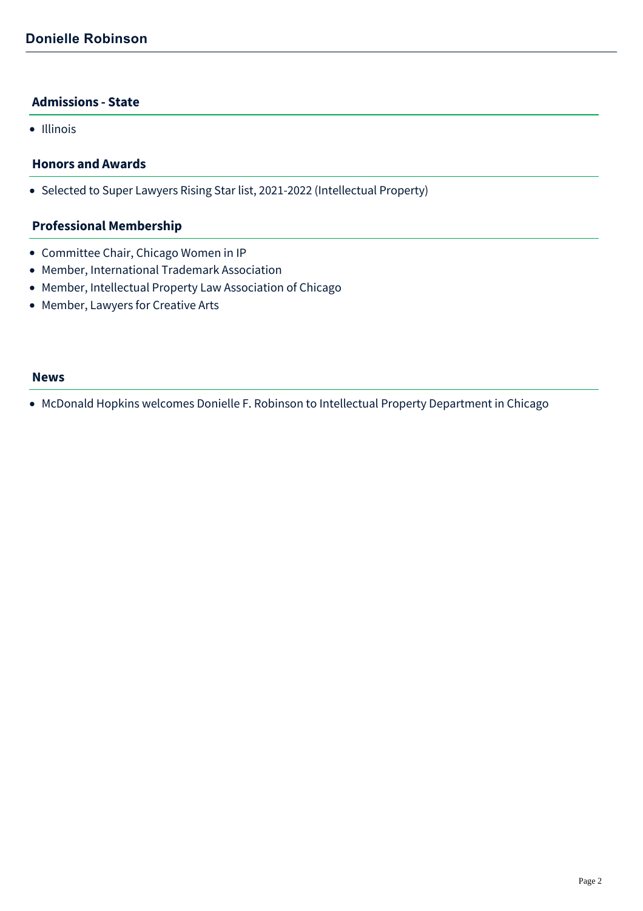# Donielle Robinson

## Admissions - State

- Illinois

## Honors and Awards

- Selected to Super Lawyers Rising Star list, 2021-2022 (Intellectual Property)

## Professional Membership

- Committee Chair, Chicago Women in IP
- Member, International Trademark Association
- Member, Intellectual Property Law Association of Chicago
- Member, Lawyers for Creative Arts

## News

- McDonald Hopkins welcomes Donielle F. Robinson to Intellectual Property Department in Chicago